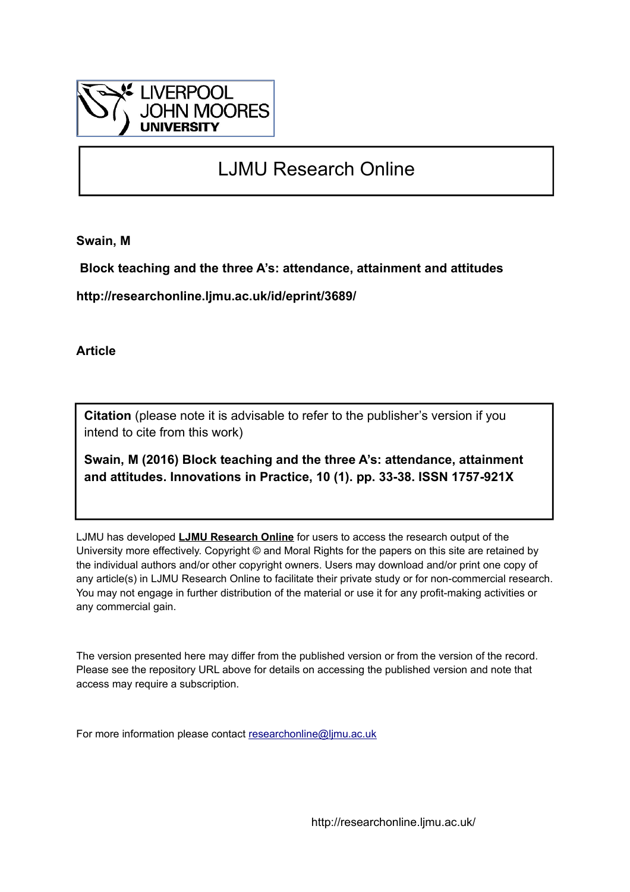LIVERPOOL JOHN MOORES UNIVERSITY

# LJMU Research Online

**Swain, M**

**Block teaching and the three A's: attendance, attainment and attitudes**

**http://researchonline.ljmu.ac.uk/id/eprint/3689/**

**Article**

**Citation** (please note it is advisable to refer to the publisher's version if you intend to cite from this work)

**Swain, M (2016) Block teaching and the three A's: attendance, attainment and attitudes. Innovations in Practice, 10 (1). pp. 33-38. ISSN 1757-921X**

LJMU has developed **LJMU Research Online** for users to access the research output of the University more effectively. Copyright © and Moral Rights for the papers on this site are retained by the individual authors and/or other copyright owners. Users may download and/or print one copy of any article(s) in LJMU Research Online to facilitate their private study or for non-commercial research. You may not engage in further distribution of the material or use it for any profit-making activities or any commercial gain.

The version presented here may differ from the published version or from the version of the record. Please see the repository URL above for details on accessing the published version and note that access may require a subscription.

For more information please contact researchonline@ljmu.ac.uk

http://researchonline.ljmu.ac.uk/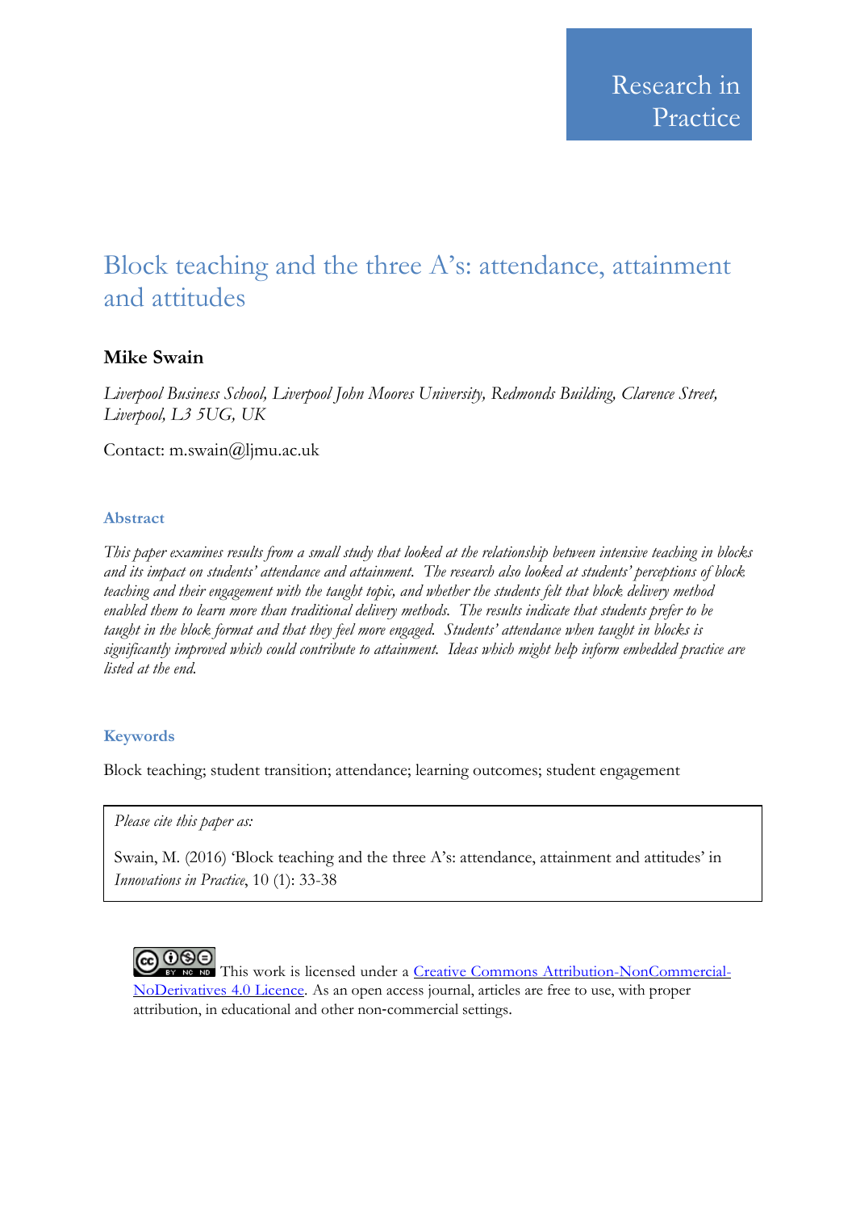Research in Practice

# Block teaching and the three A's: attendance, attainment and attitudes

**Mike Swain**

*Liverpool Business School, Liverpool John Moores University, Redmonds Building, Clarence Street, Liverpool, L3 5UG, UK*

Contact: m.swain@ljmu.ac.uk

### Abstract

*This paper examines results from a small study that looked at the relationship between intensive teaching in blocks and its impact on students' attendance and attainment. The research also looked at students' perceptions of block teaching and their engagement with the taught topic, and whether the students felt that block delivery method enabled them to learn more than traditional delivery methods. The results indicate that students prefer to be taught in the block format and that they feel more engaged. Students' attendance when taught in blocks is significantly improved which could contribute to attainment. Ideas which might help inform embedded practice are listed at the end.*

### Keywords

Block teaching; student transition; attendance; learning outcomes; student engagement

*Please cite this paper as:*

Swain, M. (2016) 'Block teaching and the three A's: attendance, attainment and attitudes' in *Innovations in Practice*, 10 (1): 33-38

This work is licensed under a Creative Commons Attribution-NonCommercial-NoDerivatives 4.0 Licence. As an open access journal, articles are free to use, with proper attribution, in educational and other non-commercial settings.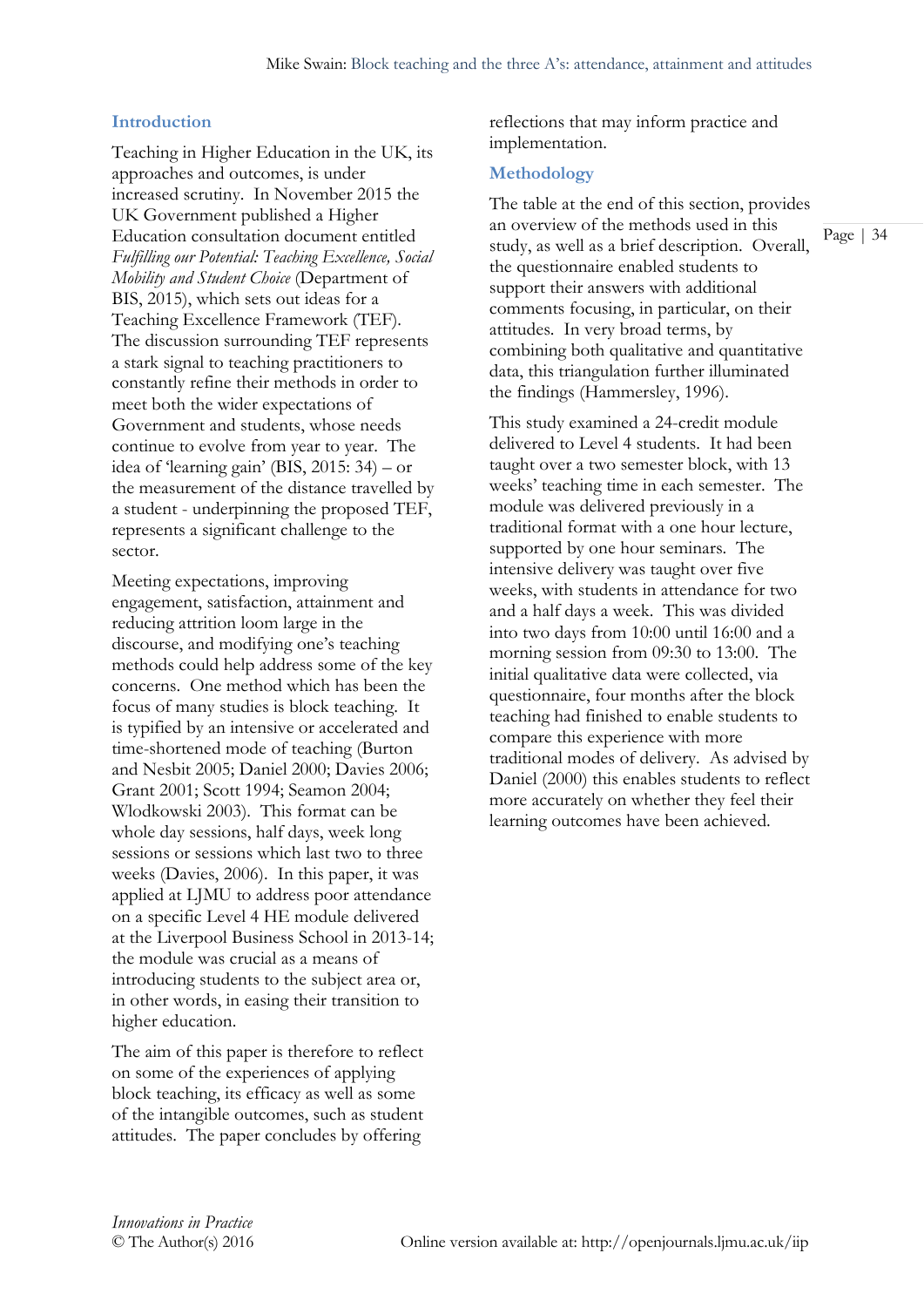## Introduction

Teaching in Higher Education in the UK, its approaches and outcomes, is under increased scrutiny. In November 2015 the UK Government published a Higher Education consultation document entitled *Fulfilling our Potential: Teaching Excellence, Social Mobility and Student Choice* (Department of BIS, 2015), which sets out ideas for a Teaching Excellence Framework (TEF). The discussion surrounding TEF represents a stark signal to teaching practitioners to constantly refine their methods in order to meet both the wider expectations of Government and students, whose needs continue to evolve from year to year. The idea of 'learning gain' (BIS, 2015: 34) – or the measurement of the distance travelled by a student - underpinning the proposed TEF, represents a significant challenge to the sector.

Meeting expectations, improving engagement, satisfaction, attainment and reducing attrition loom large in the discourse, and modifying one's teaching methods could help address some of the key concerns. One method which has been the focus of many studies is block teaching. It is typified by an intensive or accelerated and time-shortened mode of teaching (Burton and Nesbit 2005; Daniel 2000; Davies 2006; Grant 2001; Scott 1994; Seamon 2004; Wlodkowski 2003). This format can be whole day sessions, half days, week long sessions or sessions which last two to three weeks (Davies, 2006). In this paper, it was applied at LJMU to address poor attendance on a specific Level 4 HE module delivered at the Liverpool Business School in 2013-14; the module was crucial as a means of introducing students to the subject area or, in other words, in easing their transition to higher education.

The aim of this paper is therefore to reflect on some of the experiences of applying block teaching, its efficacy as well as some of the intangible outcomes, such as student attitudes. The paper concludes by offering reflections that may inform practice and implementation.

## Methodology

The table at the end of this section, provides an overview of the methods used in this study, as well as a brief description. Overall, the questionnaire enabled students to support their answers with additional comments focusing, in particular, on their attitudes. In very broad terms, by combining both qualitative and quantitative data, this triangulation further illuminated the findings (Hammersley, 1996).

This study examined a 24-credit module delivered to Level 4 students. It had been taught over a two semester block, with 13 weeks' teaching time in each semester. The module was delivered previously in a traditional format with a one hour lecture, supported by one hour seminars. The intensive delivery was taught over five weeks, with students in attendance for two and a half days a week. This was divided into two days from 10:00 until 16:00 and a morning session from 09:30 to 13:00. The initial qualitative data were collected, via questionnaire, four months after the block teaching had finished to enable students to compare this experience with more traditional modes of delivery. As advised by Daniel (2000) this enables students to reflect more accurately on whether they feel their learning outcomes have been achieved.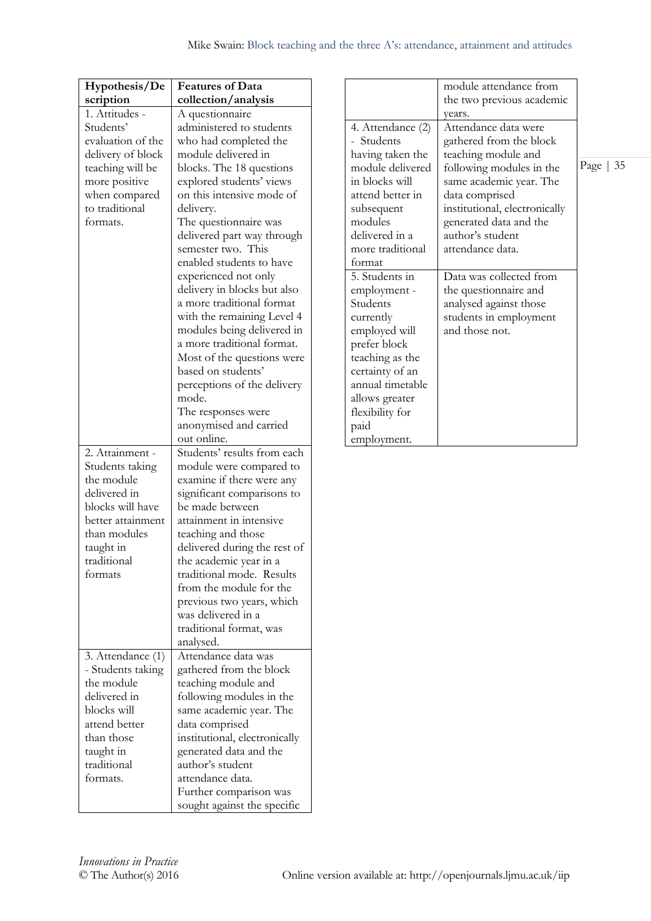| Hypothesis/Description | Features of Data collection/analysis |
|---|---|
| 1. Attitudes - Students' evaluation of the delivery of block teaching will be more positive when compared to traditional formats. | A questionnaire administered to students who had completed the module delivered in blocks. The 18 questions explored students' views on this intensive mode of delivery. The questionnaire was delivered part way through semester two. This enabled students to have experienced not only delivery in blocks but also a more traditional format with the remaining Level 4 modules being delivered in a more traditional format. Most of the questions were based on students' perceptions of the delivery mode. The responses were anonymised and carried out online. |
| 2. Attainment - Students taking the module delivered in blocks will have better attainment than modules taught in traditional formats | Students' results from each module were compared to examine if there were any significant comparisons to be made between attainment in intensive teaching and those delivered during the rest of the academic year in a traditional mode. Results from the module for the previous two years, which was delivered in a traditional format, was analysed. |
| 3. Attendance (1) - Students taking the module delivered in blocks will attend better than those taught in traditional formats. | Attendance data was gathered from the block teaching module and following modules in the same academic year. The data comprised institutional, electronically generated data and the author's student attendance data. Further comparison was sought against the specific module attendance from the two previous academic years. |
| 4. Attendance (2) - Students having taken the module delivered in blocks will attend better in subsequent modules delivered in a more traditional format | Attendance data were gathered from the block teaching module and following modules in the same academic year. The data comprised institutional, electronically generated data and the author's student attendance data. |
| 5. Students in employment - Students currently employed will prefer block teaching as the certainty of an annual timetable allows greater flexibility for paid employment. | Data was collected from the questionnaire and analysed against those students in employment and those not. |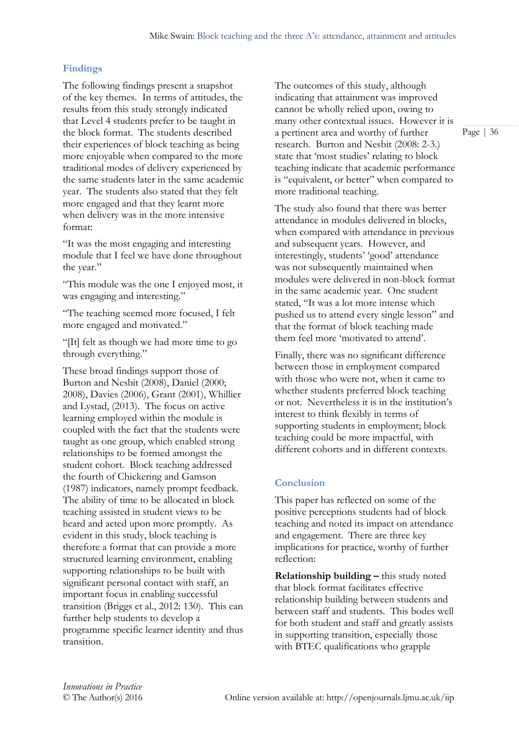## Findings

The following findings present a snapshot of the key themes. In terms of attitudes, the results from this study strongly indicated that Level 4 students prefer to be taught in the block format. The students described their experiences of block teaching as being more enjoyable when compared to the more traditional modes of delivery experienced by the same students later in the same academic year. The students also stated that they felt more engaged and that they learnt more when delivery was in the more intensive format:

"It was the most engaging and interesting module that I feel we have done throughout the year."

"This module was the one I enjoyed most, it was engaging and interesting."

"The teaching seemed more focused, I felt more engaged and motivated."

"[It] felt as though we had more time to go through everything."

These broad findings support those of Burton and Nesbit (2008), Daniel (2000; 2008), Davies (2006), Grant (2001), Whillier and Lystad, (2013). The focus on active learning employed within the module is coupled with the fact that the students were taught as one group, which enabled strong relationships to be formed amongst the student cohort. Block teaching addressed the fourth of Chickering and Gamson (1987) indicators, namely prompt feedback. The ability of time to be allocated in block teaching assisted in student views to be heard and acted upon more promptly. As evident in this study, block teaching is therefore a format that can provide a more structured learning environment, enabling supporting relationships to be built with significant personal contact with staff, an important focus in enabling successful transition (Briggs et al., 2012: 130). This can further help students to develop a programme specific learner identity and thus transition.

The outcomes of this study, although indicating that attainment was improved cannot be wholly relied upon, owing to many other contextual issues. However it is a pertinent area and worthy of further research. Burton and Nesbit (2008: 2-3.) state that 'most studies' relating to block teaching indicate that academic performance is "equivalent, or better" when compared to more traditional teaching.

The study also found that there was better attendance in modules delivered in blocks, when compared with attendance in previous and subsequent years. However, and interestingly, students' 'good' attendance was not subsequently maintained when modules were delivered in non-block format in the same academic year. One student stated, "It was a lot more intense which pushed us to attend every single lesson" and that the format of block teaching made them feel more 'motivated to attend'.

Finally, there was no significant difference between those in employment compared with those who were not, when it came to whether students preferred block teaching or not. Nevertheless it is in the institution's interest to think flexibly in terms of supporting students in employment; block teaching could be more impactful, with different cohorts and in different contexts.

## Conclusion

This paper has reflected on some of the positive perceptions students had of block teaching and noted its impact on attendance and engagement. There are three key implications for practice, worthy of further reflection:

**Relationship building –** this study noted that block format facilitates effective relationship building between students and between staff and students. This bodes well for both student and staff and greatly assists in supporting transition, especially those with BTEC qualifications who grapple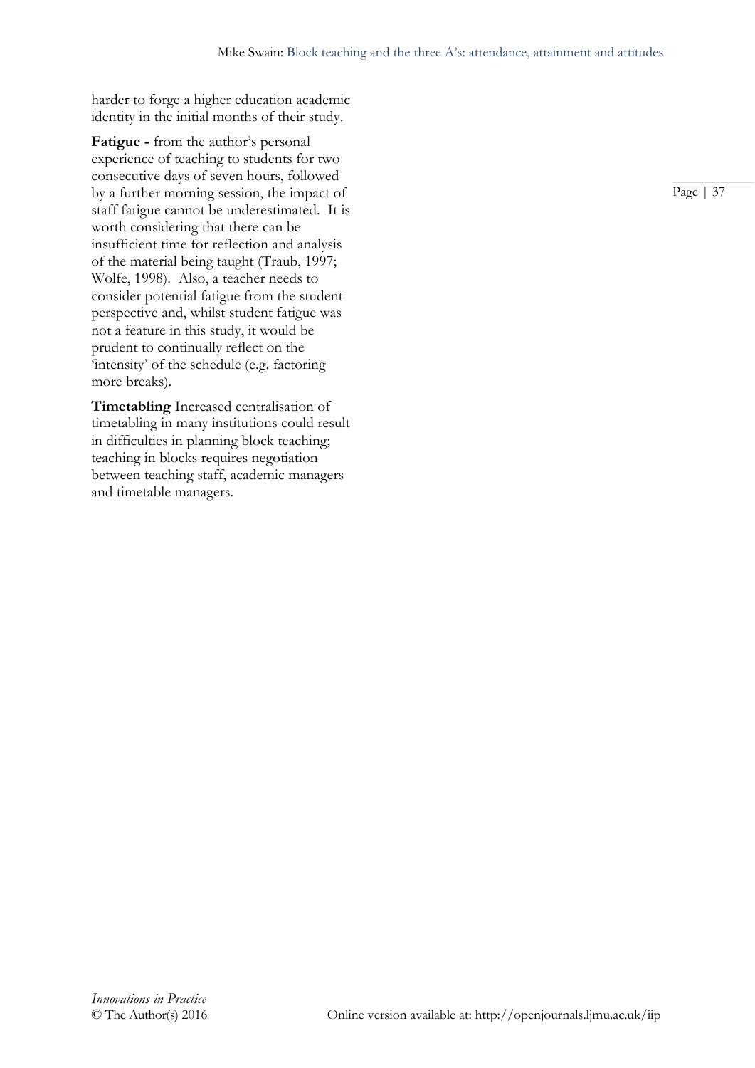harder to forge a higher education academic identity in the initial months of their study.

**Fatigue -** from the author's personal experience of teaching to students for two consecutive days of seven hours, followed by a further morning session, the impact of staff fatigue cannot be underestimated. It is worth considering that there can be insufficient time for reflection and analysis of the material being taught (Traub, 1997; Wolfe, 1998). Also, a teacher needs to consider potential fatigue from the student perspective and, whilst student fatigue was not a feature in this study, it would be prudent to continually reflect on the 'intensity' of the schedule (e.g. factoring more breaks).

**Timetabling** Increased centralisation of timetabling in many institutions could result in difficulties in planning block teaching; teaching in blocks requires negotiation between teaching staff, academic managers and timetable managers.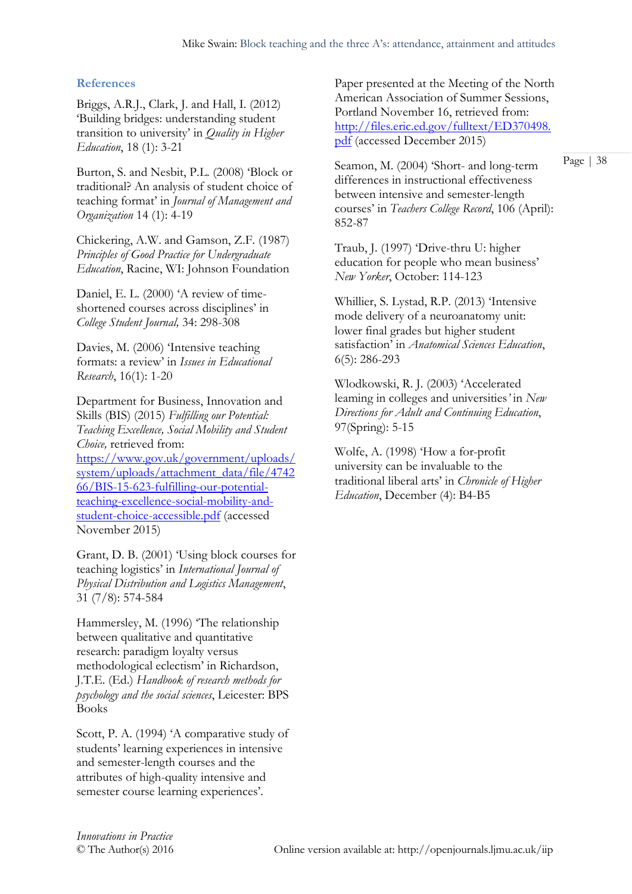## References

Briggs, A.R.J., Clark, J. and Hall, I. (2012) 'Building bridges: understanding student transition to university' in *Quality in Higher Education*, 18 (1): 3-21

Burton, S. and Nesbit, P.L. (2008) 'Block or traditional? An analysis of student choice of teaching format' in *Journal of Management and Organization* 14 (1): 4-19

Chickering, A.W. and Gamson, Z.F. (1987) *Principles of Good Practice for Undergraduate Education*, Racine, WI: Johnson Foundation

Daniel, E. L. (2000) 'A review of time-shortened courses across disciplines' in *College Student Journal,* 34: 298-308

Davies, M. (2006) 'Intensive teaching formats: a review' in *Issues in Educational Research*, 16(1): 1-20

Department for Business, Innovation and Skills (BIS) (2015) *Fulfilling our Potential: Teaching Excellence, Social Mobility and Student Choice,* retrieved from: https://www.gov.uk/government/uploads/system/uploads/attachment_data/file/474266/BIS-15-623-fulfilling-our-potential-teaching-excellence-social-mobility-and-student-choice-accessible.pdf (accessed November 2015)

Grant, D. B. (2001) 'Using block courses for teaching logistics' in *International Journal of Physical Distribution and Logistics Management*, 31 (7/8): 574-584

Hammersley, M. (1996) 'The relationship between qualitative and quantitative research: paradigm loyalty versus methodological eclectism' in Richardson, J.T.E. (Ed.) *Handbook of research methods for psychology and the social sciences*, Leicester: BPS Books

Scott, P. A. (1994) 'A comparative study of students' learning experiences in intensive and semester-length courses and the attributes of high-quality intensive and semester course learning experiences'. Paper presented at the Meeting of the North American Association of Summer Sessions, Portland November 16, retrieved from: http://files.eric.ed.gov/fulltext/ED370498.pdf (accessed December 2015)

Seamon, M. (2004) 'Short- and long-term differences in instructional effectiveness between intensive and semester-length courses' in *Teachers College Record*, 106 (April): 852-87

Traub, J. (1997) 'Drive-thru U: higher education for people who mean business' *New Yorker*, October: 114-123

Whillier, S. Lystad, R.P. (2013) 'Intensive mode delivery of a neuroanatomy unit: lower final grades but higher student satisfaction' in *Anatomical Sciences Education*, 6(5): 286-293

Wlodkowski, R. J. (2003) 'Accelerated learning in colleges and universities' in *New Directions for Adult and Continuing Education*, 97(Spring): 5-15

Wolfe, A. (1998) 'How a for-profit university can be invaluable to the traditional liberal arts' in *Chronicle of Higher Education*, December (4): B4-B5